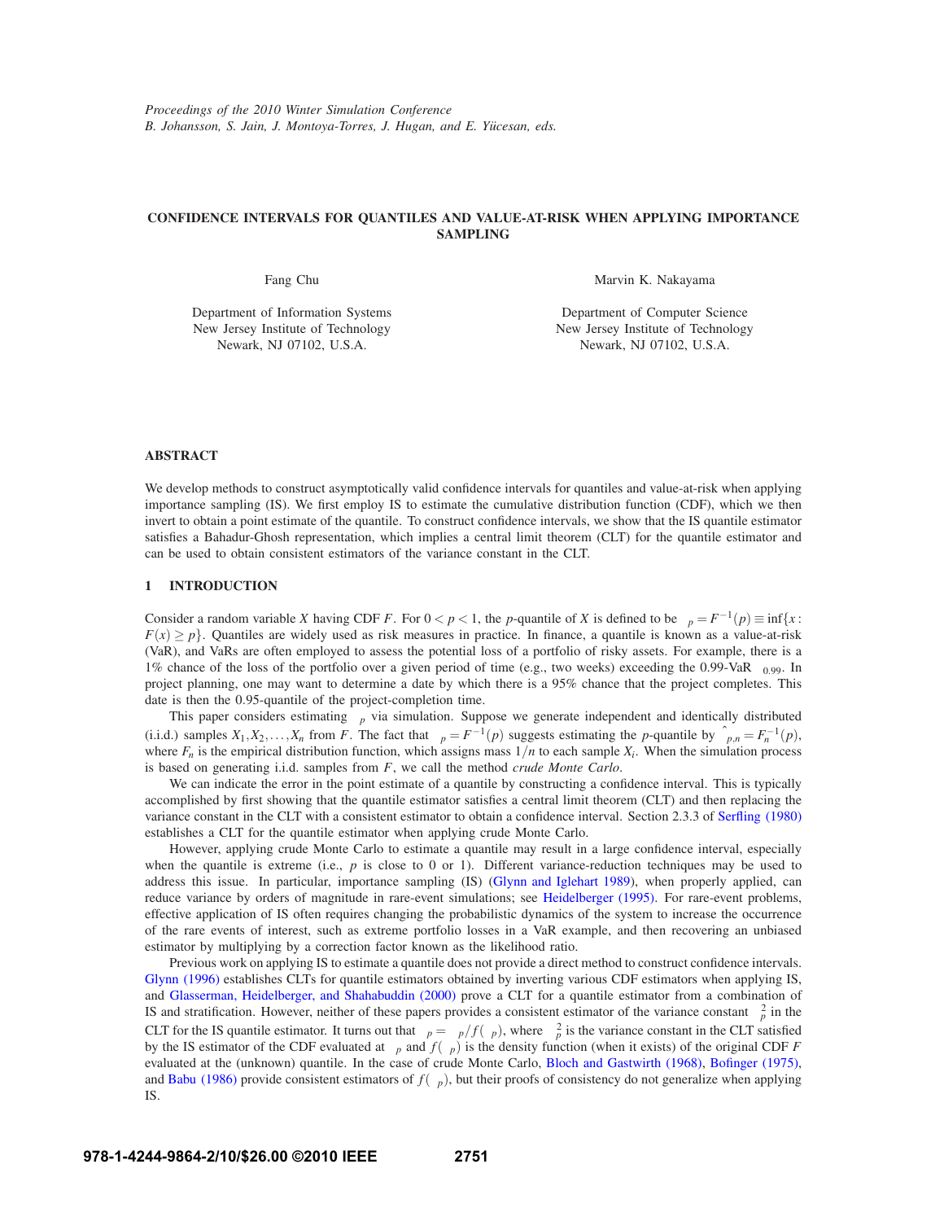*Proceedings of the 2010 Winter Simulation Conference*
*B. Johansson, S. Jain, J. Montoya-Torres, J. Hugan, and E. Yücesan, eds.*

# CONFIDENCE INTERVALS FOR QUANTILES AND VALUE-AT-RISK WHEN APPLYING IMPORTANCE SAMPLING

Fang Chu
Department of Information Systems
New Jersey Institute of Technology
Newark, NJ 07102, U.S.A.

Marvin K. Nakayama
Department of Computer Science
New Jersey Institute of Technology
Newark, NJ 07102, U.S.A.

## ABSTRACT

We develop methods to construct asymptotically valid confidence intervals for quantiles and value-at-risk when applying importance sampling (IS). We first employ IS to estimate the cumulative distribution function (CDF), which we then invert to obtain a point estimate of the quantile. To construct confidence intervals, we show that the IS quantile estimator satisfies a Bahadur-Ghosh representation, which implies a central limit theorem (CLT) for the quantile estimator and can be used to obtain consistent estimators of the variance constant in the CLT.

## 1 INTRODUCTION

Consider a random variable $X$ having CDF $F$. For $0 < p < 1$, the $p$-quantile of $X$ is defined to be $\xi_p = F^{-1}(p) \equiv \inf\{x : F(x) \geq p\}$. Quantiles are widely used as risk measures in practice. In finance, a quantile is known as a value-at-risk (VaR), and VaRs are often employed to assess the potential loss of a portfolio of risky assets. For example, there is a 1% chance of the loss of the portfolio over a given period of time (e.g., two weeks) exceeding the 0.99-VaR $\xi_{0.99}$. In project planning, one may want to determine a date by which there is a 95% chance that the project completes. This date is then the 0.95-quantile of the project-completion time.

This paper considers estimating $\xi_p$ via simulation. Suppose we generate independent and identically distributed (i.i.d.) samples $X_1, X_2, \ldots, X_n$ from $F$. The fact that $\xi_p = F^{-1}(p)$ suggests estimating the $p$-quantile by $\hat{\xi}_{p,n} = F_n^{-1}(p)$, where $F_n$ is the empirical distribution function, which assigns mass $1/n$ to each sample $X_i$. When the simulation process is based on generating i.i.d. samples from $F$, we call the method *crude Monte Carlo*.

We can indicate the error in the point estimate of a quantile by constructing a confidence interval. This is typically accomplished by first showing that the quantile estimator satisfies a central limit theorem (CLT) and then replacing the variance constant in the CLT with a consistent estimator to obtain a confidence interval. Section 2.3.3 of Serfling (1980) establishes a CLT for the quantile estimator when applying crude Monte Carlo.

However, applying crude Monte Carlo to estimate a quantile may result in a large confidence interval, especially when the quantile is extreme (i.e., $p$ is close to 0 or 1). Different variance-reduction techniques may be used to address this issue. In particular, importance sampling (IS) (Glynn and Iglehart 1989), when properly applied, can reduce variance by orders of magnitude in rare-event simulations; see Heidelberger (1995). For rare-event problems, effective application of IS often requires changing the probabilistic dynamics of the system to increase the occurrence of the rare events of interest, such as extreme portfolio losses in a VaR example, and then recovering an unbiased estimator by multiplying by a correction factor known as the likelihood ratio.

Previous work on applying IS to estimate a quantile does not provide a direct method to construct confidence intervals. Glynn (1996) establishes CLTs for quantile estimators obtained by inverting various CDF estimators when applying IS, and Glasserman, Heidelberger, and Shahabuddin (2000) prove a CLT for a quantile estimator from a combination of IS and stratification. However, neither of these papers provides a consistent estimator of the variance constant $\kappa_p^2$ in the CLT for the IS quantile estimator. It turns out that $\kappa_p = \psi_p/f(\xi_p)$, where $\psi_p^2$ is the variance constant in the CLT satisfied by the IS estimator of the CDF evaluated at $\xi_p$ and $f(\xi_p)$ is the density function (when it exists) of the original CDF $F$ evaluated at the (unknown) quantile. In the case of crude Monte Carlo, Bloch and Gastwirth (1968), Bofinger (1975), and Babu (1986) provide consistent estimators of $f(\xi_p)$, but their proofs of consistency do not generalize when applying IS.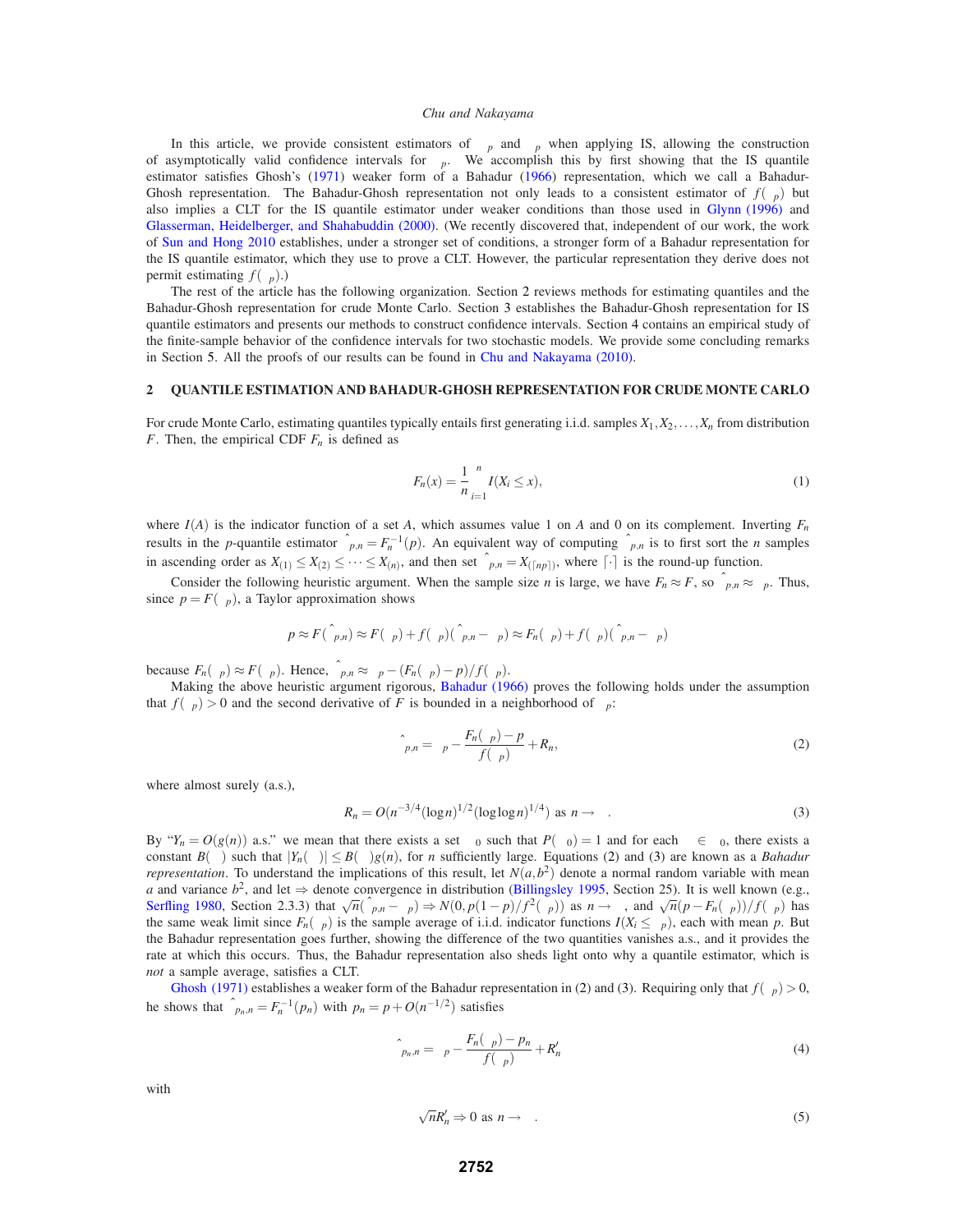In this article, we provide consistent estimators of $\kappa_p$ and $\eta_p$ when applying IS, allowing the construction of asymptotically valid confidence intervals for $\xi_p$. We accomplish this by first showing that the IS quantile estimator satisfies Ghosh's (1971) weaker form of a Bahadur (1966) representation, which we call a Bahadur-Ghosh representation. The Bahadur-Ghosh representation not only leads to a consistent estimator of $f(\xi_p)$ but also implies a CLT for the IS quantile estimator under weaker conditions than those used in Glynn (1996) and Glasserman, Heidelberger, and Shahabuddin (2000). (We recently discovered that, independent of our work, the work of Sun and Hong 2010 establishes, under a stronger set of conditions, a stronger form of a Bahadur representation for the IS quantile estimator, which they use to prove a CLT. However, the particular representation they derive does not permit estimating $f(\xi_p)$.)

The rest of the article has the following organization. Section 2 reviews methods for estimating quantiles and the Bahadur-Ghosh representation for crude Monte Carlo. Section 3 establishes the Bahadur-Ghosh representation for IS quantile estimators and presents our methods to construct confidence intervals. Section 4 contains an empirical study of the finite-sample behavior of the confidence intervals for two stochastic models. We provide some concluding remarks in Section 5. All the proofs of our results can be found in Chu and Nakayama (2010).

## 2 QUANTILE ESTIMATION AND BAHADUR-GHOSH REPRESENTATION FOR CRUDE MONTE CARLO

For crude Monte Carlo, estimating quantiles typically entails first generating i.i.d. samples $X_1, X_2, \ldots, X_n$ from distribution $F$. Then, the empirical CDF $F_n$ is defined as

$$F_n(x) = \frac{1}{n}\sum_{i=1}^{n} I(X_i \le x), \tag{1}$$

where $I(A)$ is the indicator function of a set $A$, which assumes value 1 on $A$ and 0 on its complement. Inverting $F_n$ results in the $p$-quantile estimator $\hat{\xi}_{p,n} = F_n^{-1}(p)$. An equivalent way of computing $\hat{\xi}_{p,n}$ is to first sort the $n$ samples in ascending order as $X_{(1)} \le X_{(2)} \le \cdots \le X_{(n)}$, and then set $\hat{\xi}_{p,n} = X_{(\lceil np \rceil)}$, where $\lceil \cdot \rceil$ is the round-up function.

Consider the following heuristic argument. When the sample size $n$ is large, we have $F_n \approx F$, so $\hat{\xi}_{p,n} \approx \xi_p$. Thus, since $p = F(\xi_p)$, a Taylor approximation shows

$$p \approx F(\hat{\xi}_{p,n}) \approx F(\xi_p) + f(\xi_p)(\hat{\xi}_{p,n} - \xi_p) \approx F_n(\xi_p) + f(\xi_p)(\hat{\xi}_{p,n} - \xi_p)$$

because $F_n(\xi_p) \approx F(\xi_p)$. Hence, $\hat{\xi}_{p,n} \approx \xi_p - (F_n(\xi_p) - p)/f(\xi_p)$.

Making the above heuristic argument rigorous, Bahadur (1966) proves the following holds under the assumption that $f(\xi_p) > 0$ and the second derivative of $F$ is bounded in a neighborhood of $\xi_p$:

$$\hat{\xi}_{p,n} = \xi_p - \frac{F_n(\xi_p) - p}{f(\xi_p)} + R_n, \tag{2}$$

where almost surely (a.s.),

$$R_n = O(n^{-3/4}(\log n)^{1/2}(\log\log n)^{1/4}) \text{ as } n \to \infty. \tag{3}$$

By "$Y_n = O(g(n))$ a.s." we mean that there exists a set $\Omega_0$ such that $P(\Omega_0) = 1$ and for each $\omega \in \Omega_0$, there exists a constant $B(\omega)$ such that $|Y_n(\omega)| \le B(\omega)g(n)$, for $n$ sufficiently large. Equations (2) and (3) are known as a *Bahadur representation*. To understand the implications of this result, let $N(a, b^2)$ denote a normal random variable with mean $a$ and variance $b^2$, and let $\Rightarrow$ denote convergence in distribution (Billingsley 1995, Section 25). It is well known (e.g., Serfling 1980, Section 2.3.3) that $\sqrt{n}(\hat{\xi}_{p,n} - \xi_p) \Rightarrow N(0, p(1-p)/f^2(\xi_p))$ as $n \to \infty$, and $\sqrt{n}(p - F_n(\xi_p))/f(\xi_p)$ has the same weak limit since $F_n(\xi_p)$ is the sample average of i.i.d. indicator functions $I(X_i \le \xi_p)$, each with mean $p$. But the Bahadur representation goes further, showing the difference of the two quantities vanishes a.s., and it provides the rate at which this occurs. Thus, the Bahadur representation also sheds light onto why a quantile estimator, which is *not* a sample average, satisfies a CLT.

Ghosh (1971) establishes a weaker form of the Bahadur representation in (2) and (3). Requiring only that $f(\xi_p) > 0$, he shows that $\hat{\xi}_{p_n,n} = F_n^{-1}(p_n)$ with $p_n = p + O(n^{-1/2})$ satisfies

$$\hat{\xi}_{p_n,n} = \xi_p - \frac{F_n(\xi_p) - p_n}{f(\xi_p)} + R'_n \tag{4}$$

with

$$\sqrt{n}R'_n \Rightarrow 0 \text{ as } n \to \infty. \tag{5}$$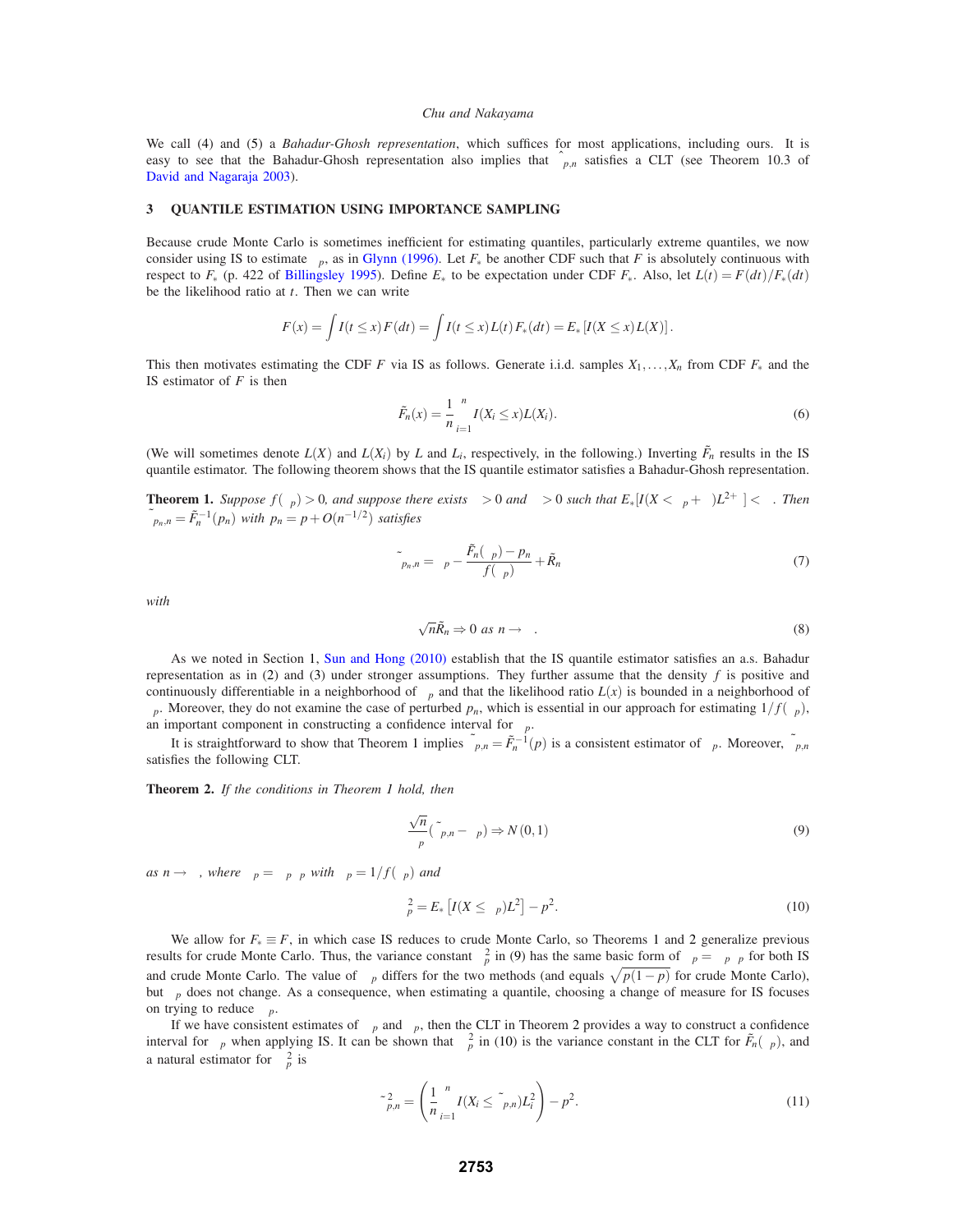We call (4) and (5) a *Bahadur-Ghosh representation*, which suffices for most applications, including ours. It is easy to see that the Bahadur-Ghosh representation also implies that $\hat{\xi}_{p,n}$ satisfies a CLT (see Theorem 10.3 of David and Nagaraja 2003).

## 3 QUANTILE ESTIMATION USING IMPORTANCE SAMPLING

Because crude Monte Carlo is sometimes inefficient for estimating quantiles, particularly extreme quantiles, we now consider using IS to estimate $\xi_p$, as in Glynn (1996). Let $F_*$ be another CDF such that $F$ is absolutely continuous with respect to $F_*$ (p. 422 of Billingsley 1995). Define $E_*$ to be expectation under CDF $F_*$. Also, let $L(t) = F(dt)/F_*(dt)$ be the likelihood ratio at $t$. Then we can write

$$F(x) = \int I(t \le x)\, F(dt) = \int I(t \le x) L(t)\, F_*(dt) = E_*\left[ I(X \le x) L(X) \right].$$

This then motivates estimating the CDF $F$ via IS as follows. Generate i.i.d. samples $X_1, \ldots, X_n$ from CDF $F_*$ and the IS estimator of $F$ is then

$$\tilde{F}_n(x) = \frac{1}{n} \sum_{i=1}^{n} I(X_i \le x) L(X_i). \tag{6}$$

(We will sometimes denote $L(X)$ and $L(X_i)$ by $L$ and $L_i$, respectively, in the following.) Inverting $\tilde{F}_n$ results in the IS quantile estimator. The following theorem shows that the IS quantile estimator satisfies a Bahadur-Ghosh representation.

**Theorem 1.** *Suppose $f(\xi_p) > 0$, and suppose there exists $\delta > 0$ and $\varepsilon > 0$ such that $E_*[I(X < \xi_p + \varepsilon) L^{2+\delta}] < \infty$. Then $\tilde{\xi}_{p_n,n} = \tilde{F}_n^{-1}(p_n)$ with $p_n = p + O(n^{-1/2})$ satisfies*

$$\tilde{\xi}_{p_n,n} = \xi_p - \frac{\tilde{F}_n(\xi_p) - p_n}{f(\xi_p)} + \tilde{R}_n \tag{7}$$

*with*

$$\sqrt{n}\tilde{R}_n \Rightarrow 0 \text{ as } n \to \infty. \tag{8}$$

As we noted in Section 1, Sun and Hong (2010) establish that the IS quantile estimator satisfies an a.s. Bahadur representation as in (2) and (3) under stronger assumptions. They further assume that the density $f$ is positive and continuously differentiable in a neighborhood of $\xi_p$ and that the likelihood ratio $L(x)$ is bounded in a neighborhood of $\xi_p$. Moreover, they do not examine the case of perturbed $p_n$, which is essential in our approach for estimating $1/f(\xi_p)$, an important component in constructing a confidence interval for $\xi_p$.

It is straightforward to show that Theorem 1 implies $\tilde{\xi}_{p,n} = \tilde{F}_n^{-1}(p)$ is a consistent estimator of $\xi_p$. Moreover, $\tilde{\xi}_{p,n}$ satisfies the following CLT.

**Theorem 2.** *If the conditions in Theorem 1 hold, then*

$$\frac{\sqrt{n}}{\kappa_p}(\tilde{\xi}_{p,n} - \xi_p) \Rightarrow N(0,1) \tag{9}$$

*as $n \to \infty$, where $\kappa_p = \psi_p \phi_p$ with $\phi_p = 1/f(\xi_p)$ and*

$$\psi_p^2 = E_*\left[ I(X \le \xi_p) L^2 \right] - p^2. \tag{10}$$

We allow for $F_* \equiv F$, in which case IS reduces to crude Monte Carlo, so Theorems 1 and 2 generalize previous results for crude Monte Carlo. Thus, the variance constant $\kappa_p^2$ in (9) has the same basic form of $\kappa_p = \psi_p \phi_p$ for both IS and crude Monte Carlo. The value of $\psi_p$ differs for the two methods (and equals $\sqrt{p(1-p)}$ for crude Monte Carlo), but $\phi_p$ does not change. As a consequence, when estimating a quantile, choosing a change of measure for IS focuses on trying to reduce $\psi_p$.

If we have consistent estimates of $\psi_p$ and $\phi_p$, then the CLT in Theorem 2 provides a way to construct a confidence interval for $\xi_p$ when applying IS. It can be shown that $\psi_p^2$ in (10) is the variance constant in the CLT for $\tilde{F}_n(\xi_p)$, and a natural estimator for $\psi_p^2$ is

$$\tilde{\psi}_{p,n}^2 = \left( \frac{1}{n} \sum_{i=1}^{n} I(X_i \le \tilde{\xi}_{p,n}) L_i^2 \right) - p^2. \tag{11}$$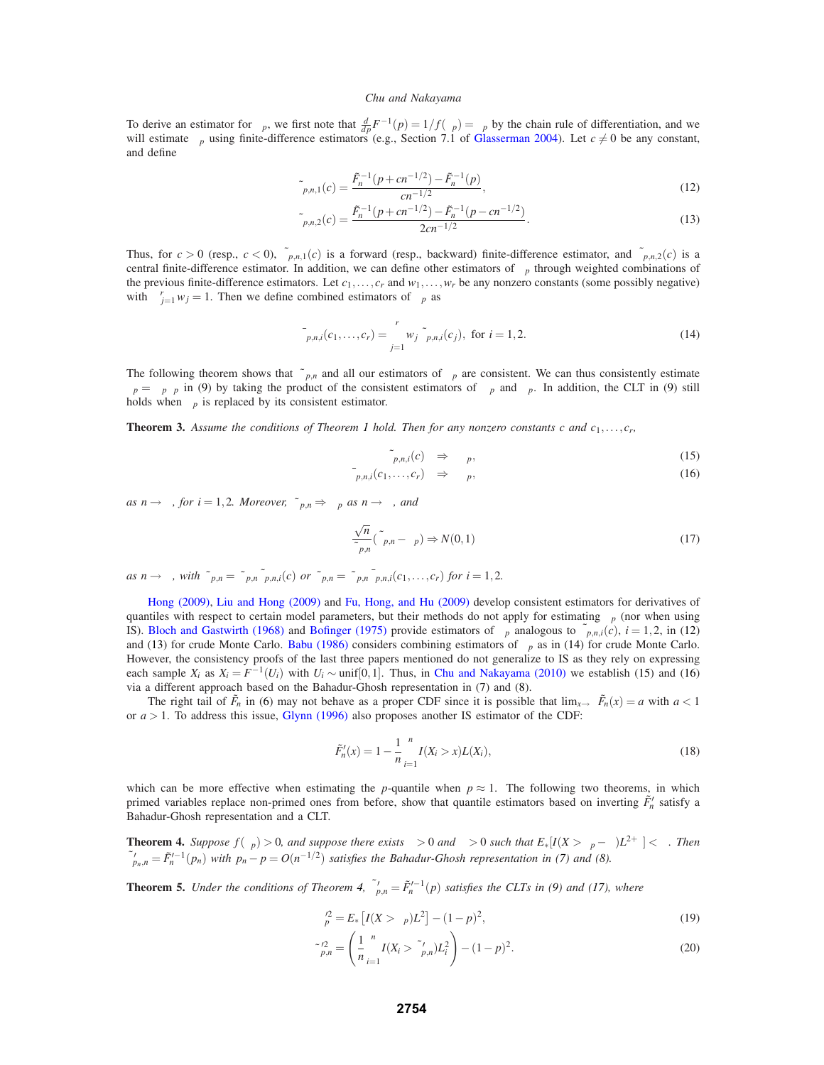To derive an estimator for $\phi_p$, we first note that $\frac{d}{dp}F^{-1}(p) = 1/f(\xi_p) = \phi_p$ by the chain rule of differentiation, and we will estimate $\phi_p$ using finite-difference estimators (e.g., Section 7.1 of Glasserman 2004). Let $c \neq 0$ be any constant, and define

$$\tilde{\phi}_{p,n,1}(c) = \frac{\tilde{F}_n^{-1}(p+cn^{-1/2}) - \tilde{F}_n^{-1}(p)}{cn^{-1/2}}, \tag{12}$$

$$\tilde{\phi}_{p,n,2}(c) = \frac{\tilde{F}_n^{-1}(p+cn^{-1/2}) - \tilde{F}_n^{-1}(p-cn^{-1/2})}{2cn^{-1/2}}. \tag{13}$$

Thus, for $c > 0$ (resp., $c < 0$), $\tilde{\phi}_{p,n,1}(c)$ is a forward (resp., backward) finite-difference estimator, and $\tilde{\phi}_{p,n,2}(c)$ is a central finite-difference estimator. In addition, we can define other estimators of $\phi_p$ through weighted combinations of the previous finite-difference estimators. Let $c_1,\ldots,c_r$ and $w_1,\ldots,w_r$ be any nonzero constants (some possibly negative) with $\sum_{j=1}^{r} w_j = 1$. Then we define combined estimators of $\phi_p$ as

$$\bar{\phi}_{p,n,i}(c_1,\ldots,c_r) = \sum_{j=1}^{r} w_j \tilde{\phi}_{p,n,i}(c_j), \text{ for } i = 1,2. \tag{14}$$

The following theorem shows that $\tilde{\psi}_{p,n}$ and all our estimators of $\phi_p$ are consistent. We can thus consistently estimate $\tau_p = \psi_p \phi_p$ in (9) by taking the product of the consistent estimators of $\psi_p$ and $\phi_p$. In addition, the CLT in (9) still holds when $\tau_p$ is replaced by its consistent estimator.

**Theorem 3.** *Assume the conditions of Theorem 1 hold. Then for any nonzero constants $c$ and $c_1,\ldots,c_r$,*

$$\tilde{\phi}_{p,n,i}(c) \Rightarrow \phi_p, \tag{15}$$

$$\bar{\phi}_{p,n,i}(c_1,\ldots,c_r) \Rightarrow \phi_p, \tag{16}$$

*as $n \to \infty$, for $i = 1,2$. Moreover, $\tilde{\psi}_{p,n} \Rightarrow \psi_p$ as $n \to \infty$, and*

$$\frac{\sqrt{n}}{\tilde{\tau}_{p,n}}(\tilde{\xi}_{p,n} - \xi_p) \Rightarrow N(0,1) \tag{17}$$

*as $n \to \infty$, with $\tilde{\tau}_{p,n} = \tilde{\psi}_{p,n}\tilde{\phi}_{p,n,i}(c)$ or $\tilde{\tau}_{p,n} = \tilde{\psi}_{p,n}\bar{\phi}_{p,n,i}(c_1,\ldots,c_r)$ for $i = 1,2$.*

Hong (2009), Liu and Hong (2009) and Fu, Hong, and Hu (2009) develop consistent estimators for derivatives of quantiles with respect to certain model parameters, but their methods do not apply for estimating $\phi_p$ (nor when using IS). Bloch and Gastwirth (1968) and Bofinger (1975) provide estimators of $\phi_p$ analogous to $\tilde{\phi}_{p,n,i}(c)$, $i = 1,2$, in (12) and (13) for crude Monte Carlo. Babu (1986) considers combining estimators of $\phi_p$ as in (14) for crude Monte Carlo. However, the consistency proofs of the last three papers mentioned do not generalize to IS as they rely on expressing each sample $X_i$ as $X_i = F^{-1}(U_i)$ with $U_i \sim \text{unif}[0,1]$. Thus, in Chu and Nakayama (2010) we establish (15) and (16) via a different approach based on the Bahadur-Ghosh representation in (7) and (8).

The right tail of $\tilde{F}_n$ in (6) may not behave as a proper CDF since it is possible that $\lim_{x\to\infty} \tilde{F}_n(x) = a$ with $a < 1$ or $a > 1$. To address this issue, Glynn (1996) also proposes another IS estimator of the CDF:

$$\tilde{F}_n'(x) = 1 - \frac{1}{n}\sum_{i=1}^{n} I(X_i > x)L(X_i), \tag{18}$$

which can be more effective when estimating the $p$-quantile when $p \approx 1$. The following two theorems, in which primed variables replace non-primed ones from before, show that quantile estimators based on inverting $\tilde{F}_n'$ satisfy a Bahadur-Ghosh representation and a CLT.

**Theorem 4.** *Suppose $f(\xi_p) > 0$, and suppose there exists $\varepsilon > 0$ and $\delta > 0$ such that $E_*[I(X > \xi_p - \delta)L^{2+\varepsilon}] < \infty$. Then $\tilde{\xi}'_{p_n,n} = \tilde{F}_n'^{-1}(p_n)$ with $p_n - p = O(n^{-1/2})$ satisfies the Bahadur-Ghosh representation in (7) and (8).*

**Theorem 5.** *Under the conditions of Theorem 4, $\tilde{\xi}'_{p,n} = \tilde{F}_n'^{-1}(p)$ satisfies the CLTs in (9) and (17), where*

$$\psi_p'^2 = E_*\left[I(X > \xi_p)L^2\right] - (1-p)^2, \tag{19}$$

$$\tilde{\psi}_{p,n}'^2 = \left(\frac{1}{n}\sum_{i=1}^{n} I(X_i > \tilde{\xi}'_{p,n})L_i^2\right) - (1-p)^2. \tag{20}$$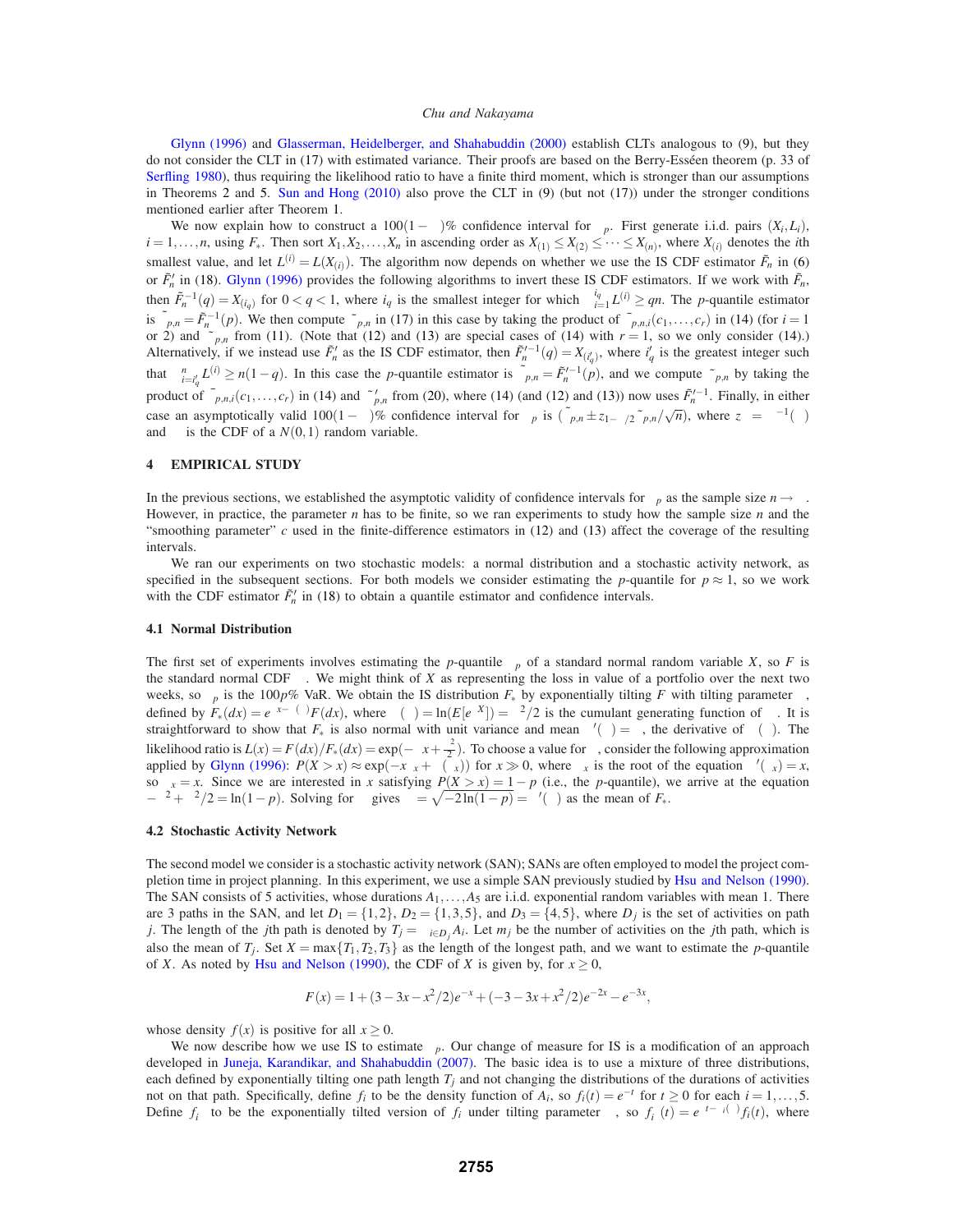Glynn (1996) and Glasserman, Heidelberger, and Shahabuddin (2000) establish CLTs analogous to (9), but they do not consider the CLT in (17) with estimated variance. Their proofs are based on the Berry-Esséen theorem (p. 33 of Serfling 1980), thus requiring the likelihood ratio to have a finite third moment, which is stronger than our assumptions in Theorems 2 and 5. Sun and Hong (2010) also prove the CLT in (9) (but not (17)) under the stronger conditions mentioned earlier after Theorem 1.

We now explain how to construct a $100(1-\alpha)\%$ confidence interval for $\xi_p$. First generate i.i.d. pairs $(X_i, L_i)$, $i = 1,\ldots,n$, using $F_*$. Then sort $X_1, X_2, \ldots, X_n$ in ascending order as $X_{(1)} \le X_{(2)} \le \cdots \le X_{(n)}$, where $X_{(i)}$ denotes the $i$th smallest value, and let $L^{(i)} = L(X_{(i)})$. The algorithm now depends on whether we use the IS CDF estimator $\tilde{F}_n$ in (6) or $\tilde{F}'_n$ in (18). Glynn (1996) provides the following algorithms to invert these IS CDF estimators. If we work with $\tilde{F}_n$, then $\tilde{F}_n^{-1}(q) = X_{(i_q)}$ for $0 < q < 1$, where $i_q$ is the smallest integer for which $\sum_{i=1}^{i_q} L^{(i)} \ge qn$. The $p$-quantile estimator is $\tilde{\xi}_{p,n} = \tilde{F}_n^{-1}(p)$. We then compute $\tilde{\kappa}_{p,n}$ in (17) in this case by taking the product of $\tilde{\phi}_{p,n,i}(c_1,\ldots,c_r)$ in (14) (for $i = 1$ or 2) and $\tilde{\psi}_{p,n}$ from (11). (Note that (12) and (13) are special cases of (14) with $r = 1$, so we only consider (14).) Alternatively, if we instead use $\tilde{F}'_n$ as the IS CDF estimator, then $\tilde{F}_n'^{-1}(q) = X_{(i'_q)}$, where $i'_q$ is the greatest integer such that $\sum_{i=i'_q}^{n} L^{(i)} \ge n(1-q)$. In this case the $p$-quantile estimator is $\tilde{\xi}_{p,n} = \tilde{F}_n'^{-1}(p)$, and we compute $\tilde{\kappa}_{p,n}$ by taking the product of $\tilde{\phi}_{p,n,i}(c_1,\ldots,c_r)$ in (14) and $\tilde{\psi}'_{p,n}$ from (20), where (14) (and (12) and (13)) now uses $\tilde{F}_n'^{-1}$. Finally, in either case an asymptotically valid $100(1-\alpha)\%$ confidence interval for $\xi_p$ is $(\tilde{\xi}_{p,n} \pm z_{1-\alpha/2}\tilde{\kappa}_{p,n}/\sqrt{n})$, where $z_\alpha = \Phi^{-1}(\alpha)$ and $\Phi$ is the CDF of a $N(0,1)$ random variable.

## 4 EMPIRICAL STUDY

In the previous sections, we established the asymptotic validity of confidence intervals for $\xi_p$ as the sample size $n \to \infty$. However, in practice, the parameter $n$ has to be finite, so we ran experiments to study how the sample size $n$ and the "smoothing parameter" $c$ used in the finite-difference estimators in (12) and (13) affect the coverage of the resulting intervals.

We ran our experiments on two stochastic models: a normal distribution and a stochastic activity network, as specified in the subsequent sections. For both models we consider estimating the $p$-quantile for $p \approx 1$, so we work with the CDF estimator $\tilde{F}'_n$ in (18) to obtain a quantile estimator and confidence intervals.

### 4.1 Normal Distribution

The first set of experiments involves estimating the $p$-quantile $\xi_p$ of a standard normal random variable $X$, so $F$ is the standard normal CDF $\Phi$. We might think of $X$ as representing the loss in value of a portfolio over the next two weeks, so $\xi_p$ is the $100p\%$ VaR. We obtain the IS distribution $F_*$ by exponentially tilting $F$ with tilting parameter $\theta$, defined by $F_*(dx) = e^{\theta x - \psi(\theta)}F(dx)$, where $\psi(\theta) = \ln(E[e^{\theta X}]) = \theta^2/2$ is the cumulant generating function of $\Phi$. It is straightforward to show that $F_*$ is also normal with unit variance and mean $\psi'(\theta) = \theta$, the derivative of $\psi(\theta)$. The likelihood ratio is $L(x) = F(dx)/F_*(dx) = \exp(-\theta x + \frac{\theta^2}{2})$. To choose a value for $\theta$, consider the following approximation applied by Glynn (1996): $P(X > x) \approx \exp(-x\theta_x + \psi(\theta_x))$ for $x \gg 0$, where $\theta_x$ is the root of the equation $\psi'(\theta_x) = x$, so $\theta_x = x$. Since we are interested in $x$ satisfying $P(X > x) = 1-p$ (i.e., the $p$-quantile), we arrive at the equation $-\theta^2 + \theta^2/2 = \ln(1-p)$. Solving for $\theta$ gives $\theta = \sqrt{-2\ln(1-p)} = \psi'(\theta)$ as the mean of $F_*$.

### 4.2 Stochastic Activity Network

The second model we consider is a stochastic activity network (SAN); SANs are often employed to model the project completion time in project planning. In this experiment, we use a simple SAN previously studied by Hsu and Nelson (1990). The SAN consists of 5 activities, whose durations $A_1,\ldots,A_5$ are i.i.d. exponential random variables with mean 1. There are 3 paths in the SAN, and let $D_1 = \{1,2\}$, $D_2 = \{1,3,5\}$, and $D_3 = \{4,5\}$, where $D_j$ is the set of activities on path $j$. The length of the $j$th path is denoted by $T_j = \sum_{i\in D_j} A_i$. Let $m_j$ be the number of activities on the $j$th path, which is also the mean of $T_j$. Set $X = \max\{T_1, T_2, T_3\}$ as the length of the longest path, and we want to estimate the $p$-quantile of $X$. As noted by Hsu and Nelson (1990), the CDF of $X$ is given by, for $x \ge 0$,

$$F(x) = 1 + (3 - 3x - x^2/2)e^{-x} + (-3 - 3x + x^2/2)e^{-2x} - e^{-3x},$$

whose density $f(x)$ is positive for all $x \ge 0$.

We now describe how we use IS to estimate $\xi_p$. Our change of measure for IS is a modification of an approach developed in Juneja, Karandikar, and Shahabuddin (2007). The basic idea is to use a mixture of three distributions, each defined by exponentially tilting one path length $T_j$ and not changing the distributions of the durations of activities not on that path. Specifically, define $f_i$ to be the density function of $A_i$, so $f_i(t) = e^{-t}$ for $t \ge 0$ for each $i = 1,\ldots,5$. Define $f_{i\theta}$ to be the exponentially tilted version of $f_i$ under tilting parameter $\theta$, so $f_{i\theta}(t) = e^{\theta t - \psi_i(\theta)}f_i(t)$, where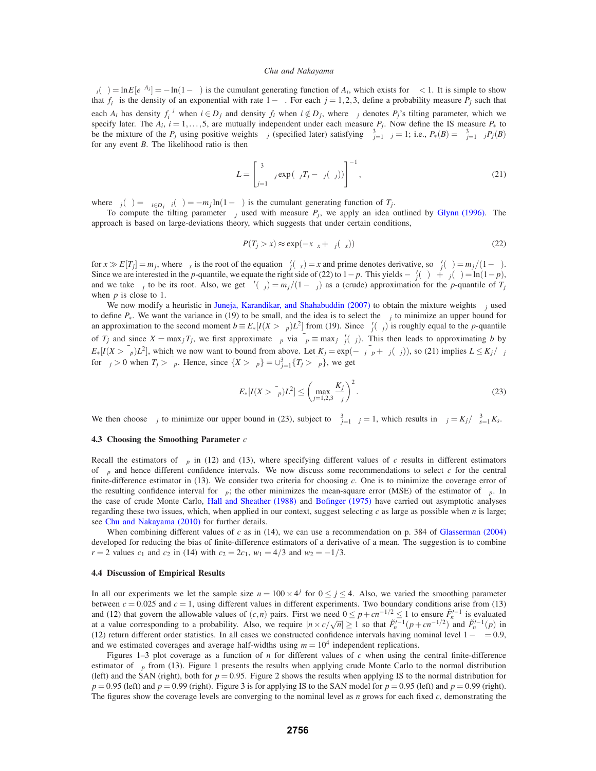$\psi_i(\theta) = \ln E[e^{\theta A_i}] = -\ln(1-\theta)$ is the cumulant generating function of $A_i$, which exists for $\theta < 1$. It is simple to show that $f_i^\theta$ is the density of an exponential with rate $1-\theta$. For each $j = 1,2,3$, define a probability measure $P_j$ such that each $A_i$ has density $f_i^{\theta_j}$ when $i \in D_j$ and density $f_i$ when $i \notin D_j$, where $\theta_j$ denotes $P_j$'s tilting parameter, which we specify later. The $A_i$, $i = 1,\ldots,5$, are mutually independent under each measure $P_j$. Now define the IS measure $P_*$ to be the mixture of the $P_j$ using positive weights $\lambda_j$ (specified later) satisfying $\sum_{j=1}^{3} \lambda_j = 1$; i.e., $P_*(B) = \sum_{j=1}^{3} \lambda_j P_j(B)$ for any event $B$. The likelihood ratio is then

$$L = \left[\sum_{j=1}^{3} \lambda_j \exp(\theta_j T_j - \Psi_j(\theta_j))\right]^{-1}, \tag{21}$$

where $\Psi_j(\theta) = \sum_{i \in D_j} \psi_i(\theta) = -m_j \ln(1-\theta)$ is the cumulant generating function of $T_j$.

To compute the tilting parameter $\theta_j$ used with measure $P_j$, we apply an idea outlined by Glynn (1996). The approach is based on large-deviations theory, which suggests that under certain conditions,

$$P(T_j > x) \approx \exp(-x\theta_x + \Psi_j(\theta_x)) \tag{22}$$

for $x \gg E[T_j] = m_j$, where $\theta_x$ is the root of the equation $\Psi_j'(\theta_x) = x$ and prime denotes derivative, so $\Psi_j'(\theta) = m_j/(1-\theta)$. Since we are interested in the $p$-quantile, we equate the right side of (22) to $1-p$. This yields $-\Psi_j'(\theta)\theta + \Psi_j(\theta) = \ln(1-p)$, and we take $\theta_j$ to be its root. Also, we get $\Psi'(\theta_j) = m_j/(1-\theta_j)$ as a (crude) approximation for the $p$-quantile of $T_j$ when $p$ is close to 1.

We now modify a heuristic in Juneja, Karandikar, and Shahabuddin (2007) to obtain the mixture weights $\lambda_j$ used to define $P_*$. We want the variance in (19) to be small, and the idea is to select the $\lambda_j$ to minimize an upper bound for an approximation to the second moment $b \equiv E_*[I(X > \xi_p)L^2]$ from (19). Since $\Psi_j'(\theta_j)$ is roughly equal to the $p$-quantile of $T_j$ and since $X = \max_j T_j$, we first approximate $\xi_p$ via $\bar{\xi}_p \equiv \max_j \Psi_j'(\theta_j)$. This then leads to approximating $b$ by $E_*[I(X > \bar{\xi}_p)L^2]$, which we now want to bound from above. Let $K_j = \exp(-\theta_j \bar{\xi}_p + \Psi_j(\theta_j))$, so (21) implies $L \le K_j/\lambda_j$ for $\theta_j > 0$ when $T_j > \bar{\xi}_p$. Hence, since $\{X > \bar{\xi}_p\} = \cup_{j=1}^{3}\{T_j > \bar{\xi}_p\}$, we get

$$E_*[I(X > \bar{\xi}_p)L^2] \le \left(\max_{j=1,2,3} \frac{K_j}{\lambda_j}\right)^2. \tag{23}$$

We then choose $\lambda_j$ to minimize our upper bound in (23), subject to $\sum_{j=1}^{3} \lambda_j = 1$, which results in $\lambda_j = K_j / \sum_{s=1}^{3} K_s$.

### 4.3 Choosing the Smoothing Parameter $c$

Recall the estimators of $\phi_p$ in (12) and (13), where specifying different values of $c$ results in different estimators of $\phi_p$ and hence different confidence intervals. We now discuss some recommendations to select $c$ for the central finite-difference estimator in (13). We consider two criteria for choosing $c$. One is to minimize the coverage error of the resulting confidence interval for $\xi_p$; the other minimizes the mean-square error (MSE) of the estimator of $\phi_p$. In the case of crude Monte Carlo, Hall and Sheather (1988) and Bofinger (1975) have carried out asymptotic analyses regarding these two issues, which, when applied in our context, suggest selecting $c$ as large as possible when $n$ is large; see Chu and Nakayama (2010) for further details.

When combining different values of $c$ as in (14), we can use a recommendation on p. 384 of Glasserman (2004) developed for reducing the bias of finite-difference estimators of a derivative of a mean. The suggestion is to combine $r = 2$ values $c_1$ and $c_2$ in (14) with $c_2 = 2c_1$, $w_1 = 4/3$ and $w_2 = -1/3$.

### 4.4 Discussion of Empirical Results

In all our experiments we let the sample size $n = 100 \times 4^j$ for $0 \le j \le 4$. Also, we varied the smoothing parameter between $c = 0.025$ and $c = 1$, using different values in different experiments. Two boundary conditions arise from (13) and (12) that govern the allowable values of $(c,n)$ pairs. First we need $0 \le p + cn^{-1/2} \le 1$ to ensure $\tilde{F}_n'^{-1}$ is evaluated at a value corresponding to a probability. Also, we require $|n \times c/\sqrt{n}| \ge 1$ so that $\tilde{F}_n'^{-1}(p + cn^{-1/2})$ and $\tilde{F}_n'^{-1}(p)$ in (12) return different order statistics. In all cases we constructed confidence intervals having nominal level $1-\alpha = 0.9$, and we estimated coverages and average half-widths using $m = 10^4$ independent replications.

Figures 1–3 plot coverage as a function of $n$ for different values of $c$ when using the central finite-difference estimator of $\phi_p$ from (13). Figure 1 presents the results when applying crude Monte Carlo to the normal distribution (left) and the SAN (right), both for $p = 0.95$. Figure 2 shows the results when applying IS to the normal distribution for $p = 0.95$ (left) and $p = 0.99$ (right). Figure 3 is for applying IS to the SAN model for $p = 0.95$ (left) and $p = 0.99$ (right). The figures show the coverage levels are converging to the nominal level as $n$ grows for each fixed $c$, demonstrating the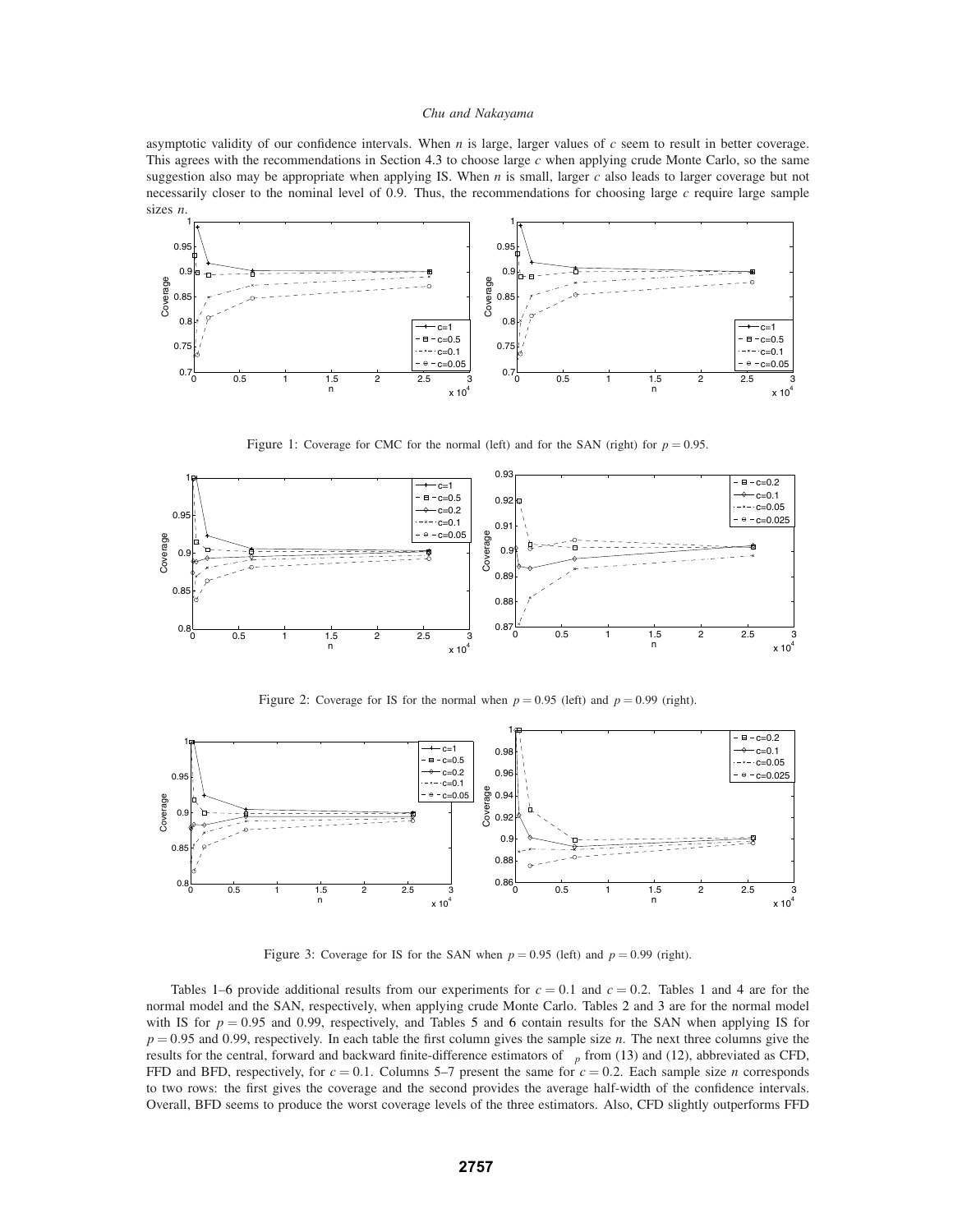asymptotic validity of our confidence intervals. When $n$ is large, larger values of $c$ seem to result in better coverage. This agrees with the recommendations in Section 4.3 to choose large $c$ when applying crude Monte Carlo, so the same suggestion also may be appropriate when applying IS. When $n$ is small, larger $c$ also leads to larger coverage but not necessarily closer to the nominal level of 0.9. Thus, the recommendations for choosing large $c$ require large sample sizes $n$.

Figure 1: Coverage for CMC for the normal (left) and for the SAN (right) for $p = 0.95$.

Figure 2: Coverage for IS for the normal when $p = 0.95$ (left) and $p = 0.99$ (right).

Figure 3: Coverage for IS for the SAN when $p = 0.95$ (left) and $p = 0.99$ (right).

Tables 1–6 provide additional results from our experiments for $c = 0.1$ and $c = 0.2$. Tables 1 and 4 are for the normal model and the SAN, respectively, when applying crude Monte Carlo. Tables 2 and 3 are for the normal model with IS for $p = 0.95$ and 0.99, respectively, and Tables 5 and 6 contain results for the SAN when applying IS for $p = 0.95$ and 0.99, respectively. In each table the first column gives the sample size $n$. The next three columns give the results for the central, forward and backward finite-difference estimators of $\phi_p$ from (13) and (12), abbreviated as CFD, FFD and BFD, respectively, for $c = 0.1$. Columns 5–7 present the same for $c = 0.2$. Each sample size $n$ corresponds to two rows: the first gives the coverage and the second provides the average half-width of the confidence intervals. Overall, BFD seems to produce the worst coverage levels of the three estimators. Also, CFD slightly outperforms FFD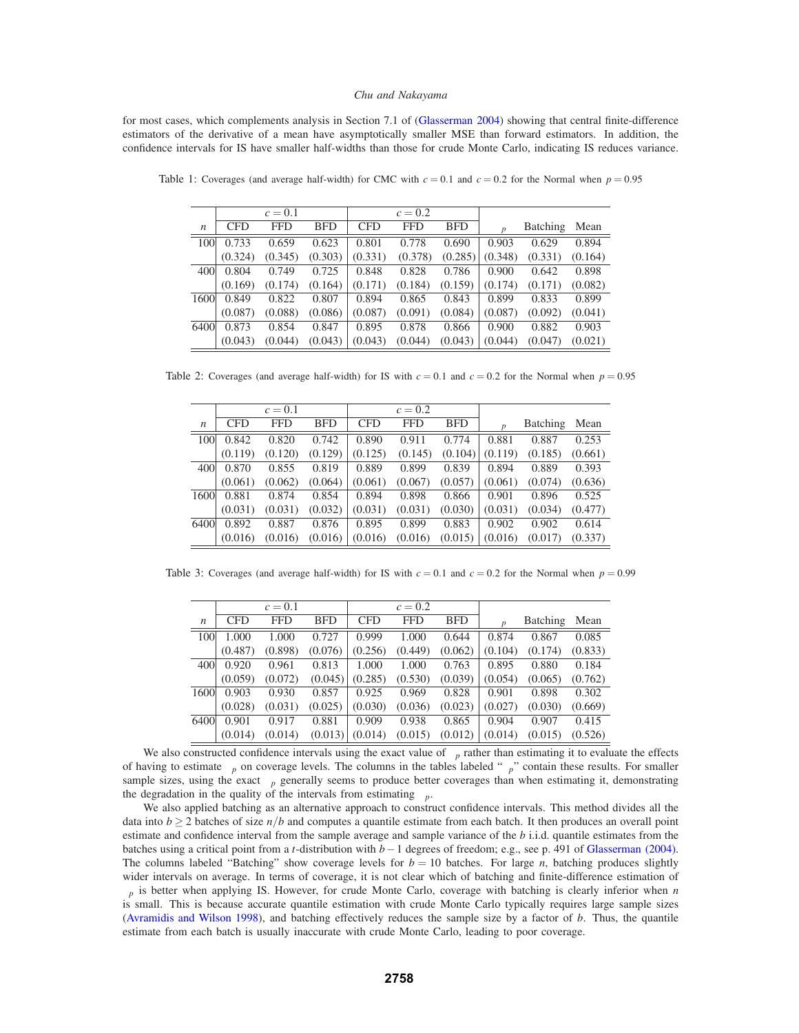for most cases, which complements analysis in Section 7.1 of (Glasserman 2004) showing that central finite-difference estimators of the derivative of a mean have asymptotically smaller MSE than forward estimators. In addition, the confidence intervals for IS have smaller half-widths than those for crude Monte Carlo, indicating IS reduces variance.

Table 1: Coverages (and average half-width) for CMC with $c = 0.1$ and $c = 0.2$ for the Normal when $p = 0.95$

| | $c = 0.1$ | | | $c = 0.2$ | | | | | |
|---|---|---|---|---|---|---|---|---|---|
| $n$ | CFD | FFD | BFD | CFD | FFD | BFD | $_p$ | Batching | Mean |
| 100 | 0.733 | 0.659 | 0.623 | 0.801 | 0.778 | 0.690 | 0.903 | 0.629 | 0.894 |
| | (0.324) | (0.345) | (0.303) | (0.331) | (0.378) | (0.285) | (0.348) | (0.331) | (0.164) |
| 400 | 0.804 | 0.749 | 0.725 | 0.848 | 0.828 | 0.786 | 0.900 | 0.642 | 0.898 |
| | (0.169) | (0.174) | (0.164) | (0.171) | (0.184) | (0.159) | (0.174) | (0.171) | (0.082) |
| 1600 | 0.849 | 0.822 | 0.807 | 0.894 | 0.865 | 0.843 | 0.899 | 0.833 | 0.899 |
| | (0.087) | (0.088) | (0.086) | (0.087) | (0.091) | (0.084) | (0.087) | (0.092) | (0.041) |
| 6400 | 0.873 | 0.854 | 0.847 | 0.895 | 0.878 | 0.866 | 0.900 | 0.882 | 0.903 |
| | (0.043) | (0.044) | (0.043) | (0.043) | (0.044) | (0.043) | (0.044) | (0.047) | (0.021) |

Table 2: Coverages (and average half-width) for IS with $c = 0.1$ and $c = 0.2$ for the Normal when $p = 0.95$

| | $c = 0.1$ | | | $c = 0.2$ | | | | | |
|---|---|---|---|---|---|---|---|---|---|
| $n$ | CFD | FFD | BFD | CFD | FFD | BFD | $_p$ | Batching | Mean |
| 100 | 0.842 | 0.820 | 0.742 | 0.890 | 0.911 | 0.774 | 0.881 | 0.887 | 0.253 |
| | (0.119) | (0.120) | (0.129) | (0.125) | (0.145) | (0.104) | (0.119) | (0.185) | (0.661) |
| 400 | 0.870 | 0.855 | 0.819 | 0.889 | 0.899 | 0.839 | 0.894 | 0.889 | 0.393 |
| | (0.061) | (0.062) | (0.064) | (0.061) | (0.067) | (0.057) | (0.061) | (0.074) | (0.636) |
| 1600 | 0.881 | 0.874 | 0.854 | 0.894 | 0.898 | 0.866 | 0.901 | 0.896 | 0.525 |
| | (0.031) | (0.031) | (0.032) | (0.031) | (0.031) | (0.030) | (0.031) | (0.034) | (0.477) |
| 6400 | 0.892 | 0.887 | 0.876 | 0.895 | 0.899 | 0.883 | 0.902 | 0.902 | 0.614 |
| | (0.016) | (0.016) | (0.016) | (0.016) | (0.016) | (0.015) | (0.016) | (0.017) | (0.337) |

Table 3: Coverages (and average half-width) for IS with $c = 0.1$ and $c = 0.2$ for the Normal when $p = 0.99$

| | $c = 0.1$ | | | $c = 0.2$ | | | | | |
|---|---|---|---|---|---|---|---|---|---|
| $n$ | CFD | FFD | BFD | CFD | FFD | BFD | $_p$ | Batching | Mean |
| 100 | 1.000 | 1.000 | 0.727 | 0.999 | 1.000 | 0.644 | 0.874 | 0.867 | 0.085 |
| | (0.487) | (0.898) | (0.076) | (0.256) | (0.449) | (0.062) | (0.104) | (0.174) | (0.833) |
| 400 | 0.920 | 0.961 | 0.813 | 1.000 | 1.000 | 0.763 | 0.895 | 0.880 | 0.184 |
| | (0.059) | (0.072) | (0.045) | (0.285) | (0.530) | (0.039) | (0.054) | (0.065) | (0.762) |
| 1600 | 0.903 | 0.930 | 0.857 | 0.925 | 0.969 | 0.828 | 0.901 | 0.898 | 0.302 |
| | (0.028) | (0.031) | (0.025) | (0.030) | (0.036) | (0.023) | (0.027) | (0.030) | (0.669) |
| 6400 | 0.901 | 0.917 | 0.881 | 0.909 | 0.938 | 0.865 | 0.904 | 0.907 | 0.415 |
| | (0.014) | (0.014) | (0.013) | (0.014) | (0.015) | (0.012) | (0.014) | (0.015) | (0.526) |

We also constructed confidence intervals using the exact value of $_p$ rather than estimating it to evaluate the effects of having to estimate $_p$ on coverage levels. The columns in the tables labeled "$_p$" contain these results. For smaller sample sizes, using the exact $_p$ generally seems to produce better coverages than when estimating it, demonstrating the degradation in the quality of the intervals from estimating $_p$.

We also applied batching as an alternative approach to construct confidence intervals. This method divides all the data into $b \geq 2$ batches of size $n/b$ and computes a quantile estimate from each batch. It then produces an overall point estimate and confidence interval from the sample average and sample variance of the $b$ i.i.d. quantile estimates from the batches using a critical point from a $t$-distribution with $b-1$ degrees of freedom; e.g., see p. 491 of Glasserman (2004). The columns labeled "Batching" show coverage levels for $b = 10$ batches. For large $n$, batching produces slightly wider intervals on average. In terms of coverage, it is not clear which of batching and finite-difference estimation of $_p$ is better when applying IS. However, for crude Monte Carlo, coverage with batching is clearly inferior when $n$ is small. This is because accurate quantile estimation with crude Monte Carlo typically requires large sample sizes (Avramidis and Wilson 1998), and batching effectively reduces the sample size by a factor of $b$. Thus, the quantile estimate from each batch is usually inaccurate with crude Monte Carlo, leading to poor coverage.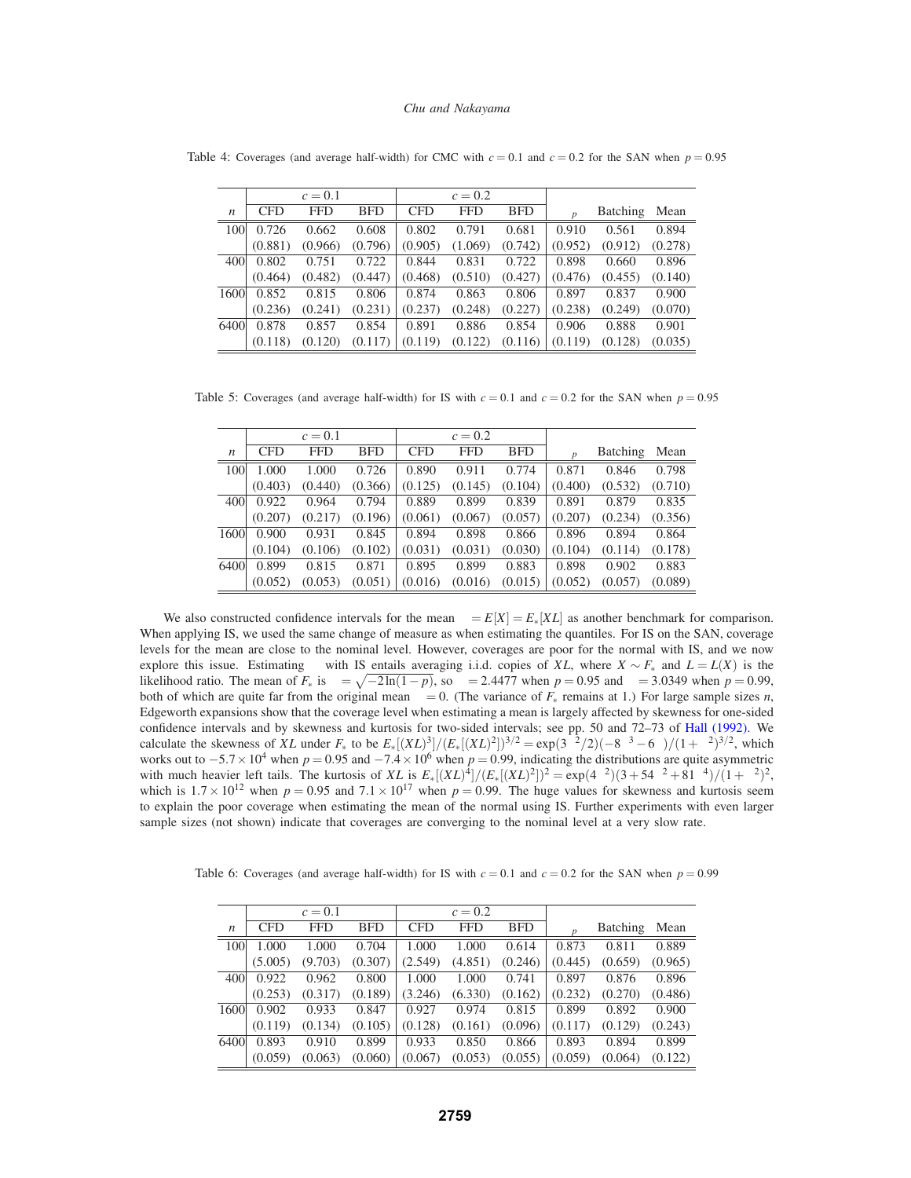Table 4: Coverages (and average half-width) for CMC with $c = 0.1$ and $c = 0.2$ for the SAN when $p = 0.95$

| | $c = 0.1$ | | | $c = 0.2$ | | | | | |
|---|---|---|---|---|---|---|---|---|---|
| $n$ | CFD | FFD | BFD | CFD | FFD | BFD | $\xi_p$ | Batching | Mean |
| 100 | 0.726 | 0.662 | 0.608 | 0.802 | 0.791 | 0.681 | 0.910 | 0.561 | 0.894 |
| | (0.881) | (0.966) | (0.796) | (0.905) | (1.069) | (0.742) | (0.952) | (0.912) | (0.278) |
| 400 | 0.802 | 0.751 | 0.722 | 0.844 | 0.831 | 0.722 | 0.898 | 0.660 | 0.896 |
| | (0.464) | (0.482) | (0.447) | (0.468) | (0.510) | (0.427) | (0.476) | (0.455) | (0.140) |
| 1600 | 0.852 | 0.815 | 0.806 | 0.874 | 0.863 | 0.806 | 0.897 | 0.837 | 0.900 |
| | (0.236) | (0.241) | (0.231) | (0.237) | (0.248) | (0.227) | (0.238) | (0.249) | (0.070) |
| 6400 | 0.878 | 0.857 | 0.854 | 0.891 | 0.886 | 0.854 | 0.906 | 0.888 | 0.901 |
| | (0.118) | (0.120) | (0.117) | (0.119) | (0.122) | (0.116) | (0.119) | (0.128) | (0.035) |

Table 5: Coverages (and average half-width) for IS with $c = 0.1$ and $c = 0.2$ for the SAN when $p = 0.95$

| | $c = 0.1$ | | | $c = 0.2$ | | | | | |
|---|---|---|---|---|---|---|---|---|---|
| $n$ | CFD | FFD | BFD | CFD | FFD | BFD | $\xi_p$ | Batching | Mean |
| 100 | 1.000 | 1.000 | 0.726 | 0.890 | 0.911 | 0.774 | 0.871 | 0.846 | 0.798 |
| | (0.403) | (0.440) | (0.366) | (0.125) | (0.145) | (0.104) | (0.400) | (0.532) | (0.710) |
| 400 | 0.922 | 0.964 | 0.794 | 0.889 | 0.899 | 0.839 | 0.891 | 0.879 | 0.835 |
| | (0.207) | (0.217) | (0.196) | (0.061) | (0.067) | (0.057) | (0.207) | (0.234) | (0.356) |
| 1600 | 0.900 | 0.931 | 0.845 | 0.894 | 0.898 | 0.866 | 0.896 | 0.894 | 0.864 |
| | (0.104) | (0.106) | (0.102) | (0.031) | (0.031) | (0.030) | (0.104) | (0.114) | (0.178) |
| 6400 | 0.899 | 0.815 | 0.871 | 0.895 | 0.899 | 0.883 | 0.898 | 0.902 | 0.883 |
| | (0.052) | (0.053) | (0.051) | (0.016) | (0.016) | (0.015) | (0.052) | (0.057) | (0.089) |

We also constructed confidence intervals for the mean $\mu = E[X] = E_*[XL]$ as another benchmark for comparison. When applying IS, we used the same change of measure as when estimating the quantiles. For IS on the SAN, coverage levels for the mean are close to the nominal level. However, coverages are poor for the normal with IS, and we now explore this issue. Estimating $\mu$ with IS entails averaging i.i.d. copies of $XL$, where $X \sim F_*$ and $L = L(X)$ is the likelihood ratio. The mean of $F_*$ is $\theta = \sqrt{-2\ln(1-p)}$, so $\theta = 2.4477$ when $p = 0.95$ and $\theta = 3.0349$ when $p = 0.99$, both of which are quite far from the original mean $\mu = 0$. (The variance of $F_*$ remains at 1.) For large sample sizes $n$, Edgeworth expansions show that the coverage level when estimating a mean is largely affected by skewness for one-sided confidence intervals and by skewness and kurtosis for two-sided intervals; see pp. 50 and 72–73 of Hall (1992). We calculate the skewness of $XL$ under $F_*$ to be $E_*[(XL)^3]/(E_*[(XL)^2])^{3/2} = \exp(3\theta^2/2)(-8\theta^3 - 6\theta)/(1+\theta^2)^{3/2}$, which works out to $-5.7 \times 10^4$ when $p = 0.95$ and $-7.4 \times 10^6$ when $p = 0.99$, indicating the distributions are quite asymmetric with much heavier left tails. The kurtosis of $XL$ is $E_*[(XL)^4]/(E_*[(XL)^2])^2 = \exp(4\theta^2)(3 + 54\theta^2 + 81\theta^4)/(1+\theta^2)^2$, which is $1.7 \times 10^{12}$ when $p = 0.95$ and $7.1 \times 10^{17}$ when $p = 0.99$. The huge values for skewness and kurtosis seem to explain the poor coverage when estimating the mean of the normal using IS. Further experiments with even larger sample sizes (not shown) indicate that coverages are converging to the nominal level at a very slow rate.

Table 6: Coverages (and average half-width) for IS with $c = 0.1$ and $c = 0.2$ for the SAN when $p = 0.99$

| | $c = 0.1$ | | | $c = 0.2$ | | | | | |
|---|---|---|---|---|---|---|---|---|---|
| $n$ | CFD | FFD | BFD | CFD | FFD | BFD | $\xi_p$ | Batching | Mean |
| 100 | 1.000 | 1.000 | 0.704 | 1.000 | 1.000 | 0.614 | 0.873 | 0.811 | 0.889 |
| | (5.005) | (9.703) | (0.307) | (2.549) | (4.851) | (0.246) | (0.445) | (0.659) | (0.965) |
| 400 | 0.922 | 0.962 | 0.800 | 1.000 | 1.000 | 0.741 | 0.897 | 0.876 | 0.896 |
| | (0.253) | (0.317) | (0.189) | (3.246) | (6.330) | (0.162) | (0.232) | (0.270) | (0.486) |
| 1600 | 0.902 | 0.933 | 0.847 | 0.927 | 0.974 | 0.815 | 0.899 | 0.892 | 0.900 |
| | (0.119) | (0.134) | (0.105) | (0.128) | (0.161) | (0.096) | (0.117) | (0.129) | (0.243) |
| 6400 | 0.893 | 0.910 | 0.899 | 0.933 | 0.850 | 0.866 | 0.893 | 0.894 | 0.899 |
| | (0.059) | (0.063) | (0.060) | (0.067) | (0.053) | (0.055) | (0.059) | (0.064) | (0.122) |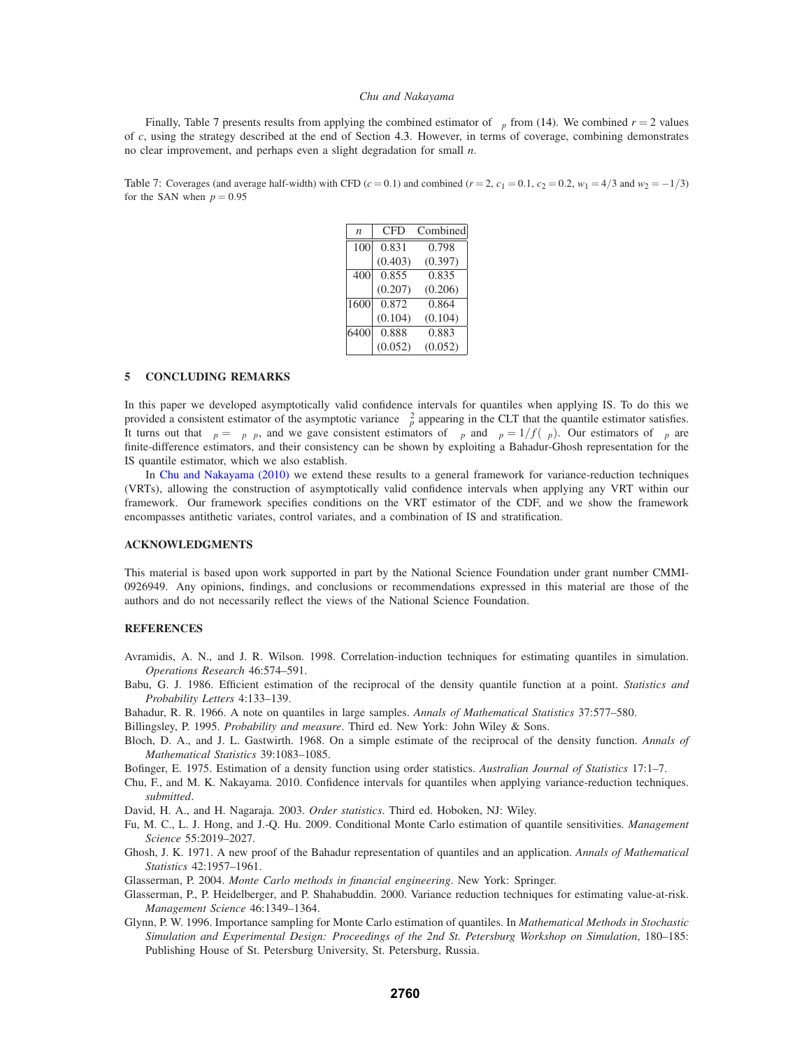Finally, Table 7 presents results from applying the combined estimator of $\phi_p$ from (14). We combined $r = 2$ values of $c$, using the strategy described at the end of Section 4.3. However, in terms of coverage, combining demonstrates no clear improvement, and perhaps even a slight degradation for small $n$.

Table 7: Coverages (and average half-width) with CFD ($c = 0.1$) and combined ($r = 2$, $c_1 = 0.1$, $c_2 = 0.2$, $w_1 = 4/3$ and $w_2 = -1/3$) for the SAN when $p = 0.95$

| $n$ | CFD | Combined |
|---|---|---|
| 100 | 0.831 | 0.798 |
| | (0.403) | (0.397) |
| 400 | 0.855 | 0.835 |
| | (0.207) | (0.206) |
| 1600 | 0.872 | 0.864 |
| | (0.104) | (0.104) |
| 6400 | 0.888 | 0.883 |
| | (0.052) | (0.052) |

## 5 CONCLUDING REMARKS

In this paper we developed asymptotically valid confidence intervals for quantiles when applying IS. To do this we provided a consistent estimator of the asymptotic variance $\kappa_p^2$ appearing in the CLT that the quantile estimator satisfies. It turns out that $\kappa_p = \psi_p \phi_p$, and we gave consistent estimators of $\psi_p$ and $\phi_p = 1/f(\xi_p)$. Our estimators of $\phi_p$ are finite-difference estimators, and their consistency can be shown by exploiting a Bahadur-Ghosh representation for the IS quantile estimator, which we also establish.

In Chu and Nakayama (2010) we extend these results to a general framework for variance-reduction techniques (VRTs), allowing the construction of asymptotically valid confidence intervals when applying any VRT within our framework. Our framework specifies conditions on the VRT estimator of the CDF, and we show the framework encompasses antithetic variates, control variates, and a combination of IS and stratification.

### ACKNOWLEDGMENTS

This material is based upon work supported in part by the National Science Foundation under grant number CMMI-0926949. Any opinions, findings, and conclusions or recommendations expressed in this material are those of the authors and do not necessarily reflect the views of the National Science Foundation.

### REFERENCES

Avramidis, A. N., and J. R. Wilson. 1998. Correlation-induction techniques for estimating quantiles in simulation. *Operations Research* 46:574–591.

Babu, G. J. 1986. Efficient estimation of the reciprocal of the density quantile function at a point. *Statistics and Probability Letters* 4:133–139.

Bahadur, R. R. 1966. A note on quantiles in large samples. *Annals of Mathematical Statistics* 37:577–580.

Billingsley, P. 1995. *Probability and measure*. Third ed. New York: John Wiley & Sons.

Bloch, D. A., and J. L. Gastwirth. 1968. On a simple estimate of the reciprocal of the density function. *Annals of Mathematical Statistics* 39:1083–1085.

Bofinger, E. 1975. Estimation of a density function using order statistics. *Australian Journal of Statistics* 17:1–7.

Chu, F., and M. K. Nakayama. 2010. Confidence intervals for quantiles when applying variance-reduction techniques. *submitted*.

David, H. A., and H. Nagaraja. 2003. *Order statistics*. Third ed. Hoboken, NJ: Wiley.

Fu, M. C., L. J. Hong, and J.-Q. Hu. 2009. Conditional Monte Carlo estimation of quantile sensitivities. *Management Science* 55:2019–2027.

Ghosh, J. K. 1971. A new proof of the Bahadur representation of quantiles and an application. *Annals of Mathematical Statistics* 42:1957–1961.

Glasserman, P. 2004. *Monte Carlo methods in financial engineering*. New York: Springer.

Glasserman, P., P. Heidelberger, and P. Shahabuddin. 2000. Variance reduction techniques for estimating value-at-risk. *Management Science* 46:1349–1364.

Glynn, P. W. 1996. Importance sampling for Monte Carlo estimation of quantiles. In *Mathematical Methods in Stochastic Simulation and Experimental Design: Proceedings of the 2nd St. Petersburg Workshop on Simulation*, 180–185: Publishing House of St. Petersburg University, St. Petersburg, Russia.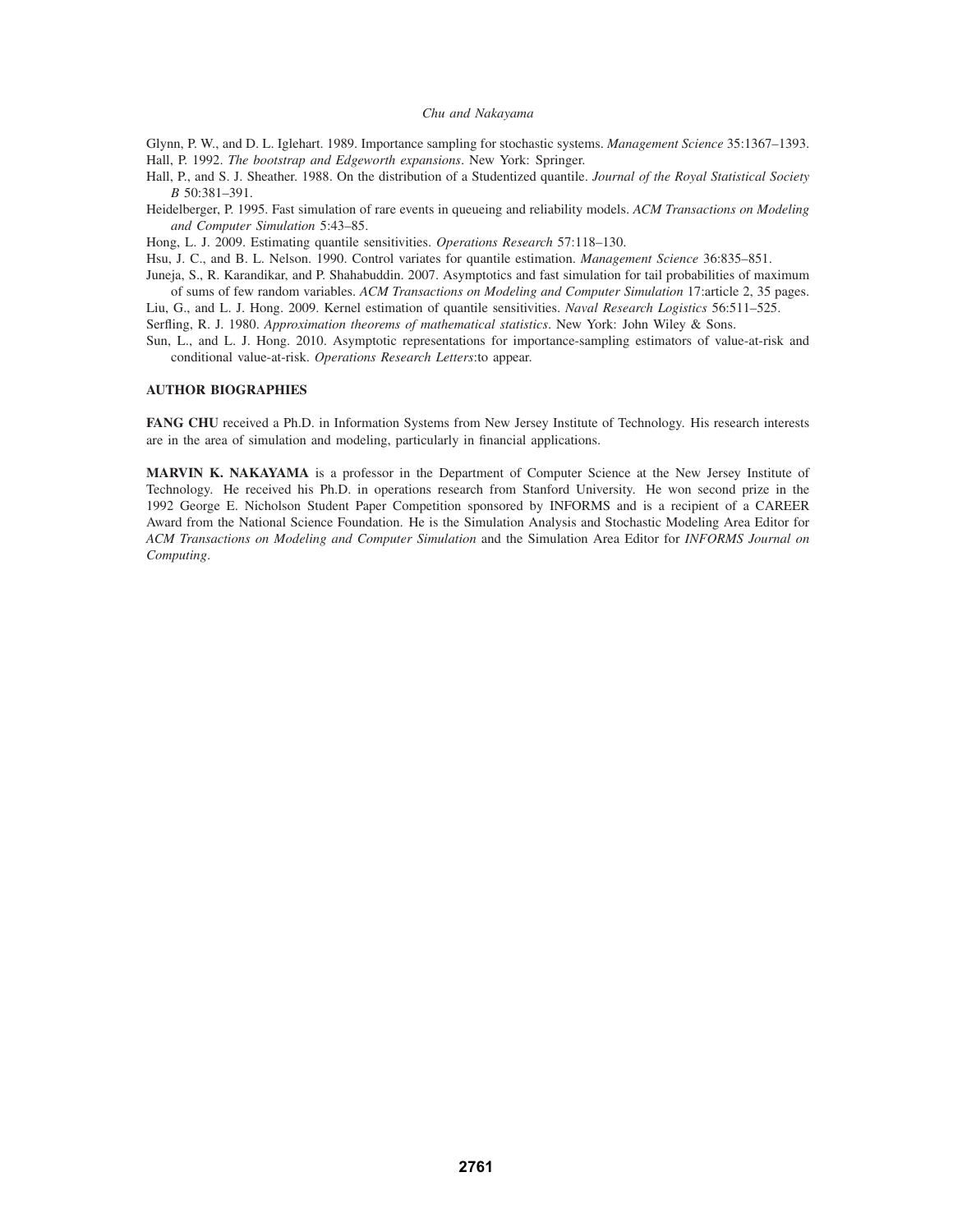Glynn, P. W., and D. L. Iglehart. 1989. Importance sampling for stochastic systems. *Management Science* 35:1367–1393.

Hall, P. 1992. *The bootstrap and Edgeworth expansions*. New York: Springer.

Hall, P., and S. J. Sheather. 1988. On the distribution of a Studentized quantile. *Journal of the Royal Statistical Society B* 50:381–391.

Heidelberger, P. 1995. Fast simulation of rare events in queueing and reliability models. *ACM Transactions on Modeling and Computer Simulation* 5:43–85.

Hong, L. J. 2009. Estimating quantile sensitivities. *Operations Research* 57:118–130.

Hsu, J. C., and B. L. Nelson. 1990. Control variates for quantile estimation. *Management Science* 36:835–851.

Juneja, S., R. Karandikar, and P. Shahabuddin. 2007. Asymptotics and fast simulation for tail probabilities of maximum of sums of few random variables. *ACM Transactions on Modeling and Computer Simulation* 17:article 2, 35 pages.

Liu, G., and L. J. Hong. 2009. Kernel estimation of quantile sensitivities. *Naval Research Logistics* 56:511–525.

Serfling, R. J. 1980. *Approximation theorems of mathematical statistics*. New York: John Wiley & Sons.

Sun, L., and L. J. Hong. 2010. Asymptotic representations for importance-sampling estimators of value-at-risk and conditional value-at-risk. *Operations Research Letters*:to appear.

## AUTHOR BIOGRAPHIES

**FANG CHU** received a Ph.D. in Information Systems from New Jersey Institute of Technology. His research interests are in the area of simulation and modeling, particularly in financial applications.

**MARVIN K. NAKAYAMA** is a professor in the Department of Computer Science at the New Jersey Institute of Technology. He received his Ph.D. in operations research from Stanford University. He won second prize in the 1992 George E. Nicholson Student Paper Competition sponsored by INFORMS and is a recipient of a CAREER Award from the National Science Foundation. He is the Simulation Analysis and Stochastic Modeling Area Editor for *ACM Transactions on Modeling and Computer Simulation* and the Simulation Area Editor for *INFORMS Journal on Computing*.